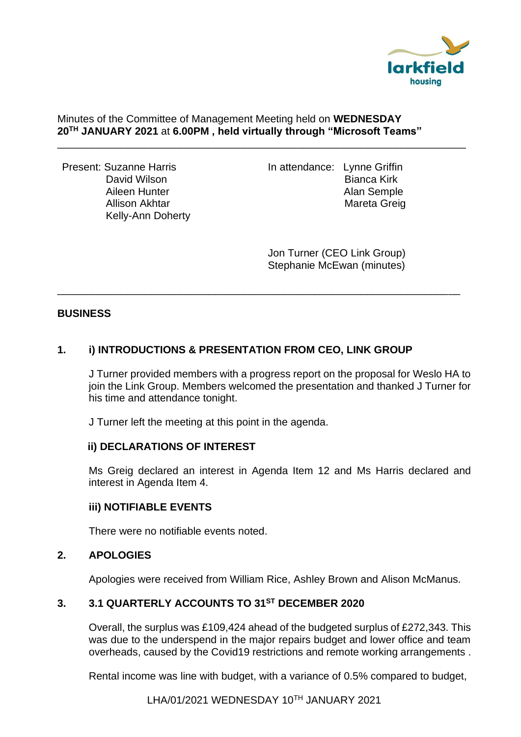Minutes of the Committee of Management Meeting held on **WEDNESDAY 20TH JANUARY 2021** at **6.00PM , held virtually through "Microsoft Teams"**

---

Present: Suzanne Harris
David Wilson
Aileen Hunter
Allison Akhtar
Kelly-Ann Doherty

In attendance: Lynne Griffin
Bianca Kirk
Alan Semple
Mareta Greig

Jon Turner (CEO Link Group)
Stephanie McEwan (minutes)

---

## BUSINESS

### 1. i) INTRODUCTIONS & PRESENTATION FROM CEO, LINK GROUP

J Turner provided members with a progress report on the proposal for Weslo HA to join the Link Group. Members welcomed the presentation and thanked J Turner for his time and attendance tonight.

J Turner left the meeting at this point in the agenda.

#### ii) DECLARATIONS OF INTEREST

Ms Greig declared an interest in Agenda Item 12 and Ms Harris declared and interest in Agenda Item 4.

#### iii) NOTIFIABLE EVENTS

There were no notifiable events noted.

### 2. APOLOGIES

Apologies were received from William Rice, Ashley Brown and Alison McManus.

### 3. 3.1 QUARTERLY ACCOUNTS TO 31ST DECEMBER 2020

Overall, the surplus was £109,424 ahead of the budgeted surplus of £272,343. This was due to the underspend in the major repairs budget and lower office and team overheads, caused by the Covid19 restrictions and remote working arrangements .

Rental income was line with budget, with a variance of 0.5% compared to budget,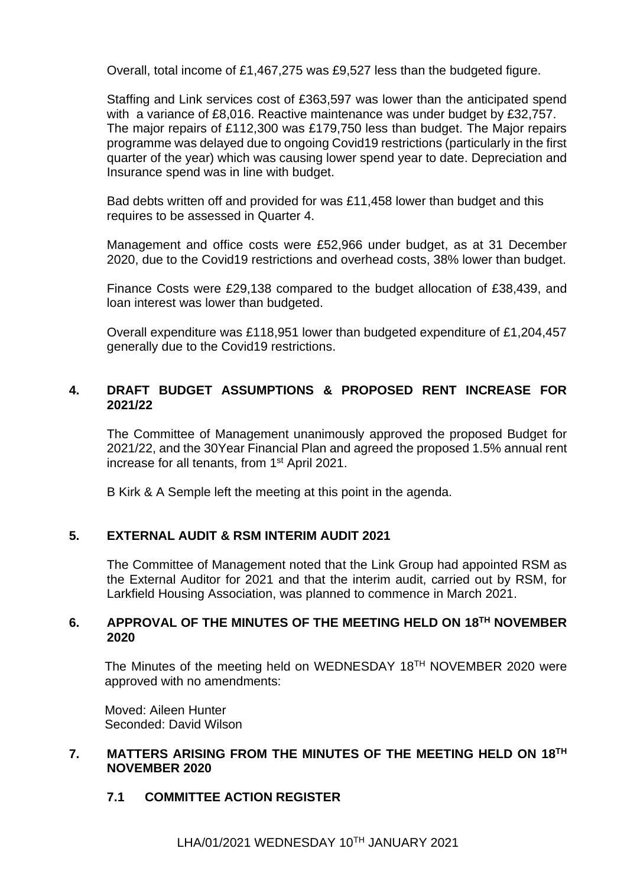Overall, total income of £1,467,275 was £9,527 less than the budgeted figure.

Staffing and Link services cost of £363,597 was lower than the anticipated spend with a variance of £8,016. Reactive maintenance was under budget by £32,757. The major repairs of £112,300 was £179,750 less than budget. The Major repairs programme was delayed due to ongoing Covid19 restrictions (particularly in the first quarter of the year) which was causing lower spend year to date. Depreciation and Insurance spend was in line with budget.

Bad debts written off and provided for was £11,458 lower than budget and this requires to be assessed in Quarter 4.

Management and office costs were £52,966 under budget, as at 31 December 2020, due to the Covid19 restrictions and overhead costs, 38% lower than budget.

Finance Costs were £29,138 compared to the budget allocation of £38,439, and loan interest was lower than budgeted.

Overall expenditure was £118,951 lower than budgeted expenditure of £1,204,457 generally due to the Covid19 restrictions.

## 4. DRAFT BUDGET ASSUMPTIONS & PROPOSED RENT INCREASE FOR 2021/22

The Committee of Management unanimously approved the proposed Budget for 2021/22, and the 30Year Financial Plan and agreed the proposed 1.5% annual rent increase for all tenants, from 1st April 2021.

B Kirk & A Semple left the meeting at this point in the agenda.

## 5. EXTERNAL AUDIT & RSM INTERIM AUDIT 2021

The Committee of Management noted that the Link Group had appointed RSM as the External Auditor for 2021 and that the interim audit, carried out by RSM, for Larkfield Housing Association, was planned to commence in March 2021.

## 6. APPROVAL OF THE MINUTES OF THE MEETING HELD ON 18TH NOVEMBER 2020

The Minutes of the meeting held on WEDNESDAY 18TH NOVEMBER 2020 were approved with no amendments:

Moved: Aileen Hunter
Seconded: David Wilson

## 7. MATTERS ARISING FROM THE MINUTES OF THE MEETING HELD ON 18TH NOVEMBER 2020

### 7.1 COMMITTEE ACTION REGISTER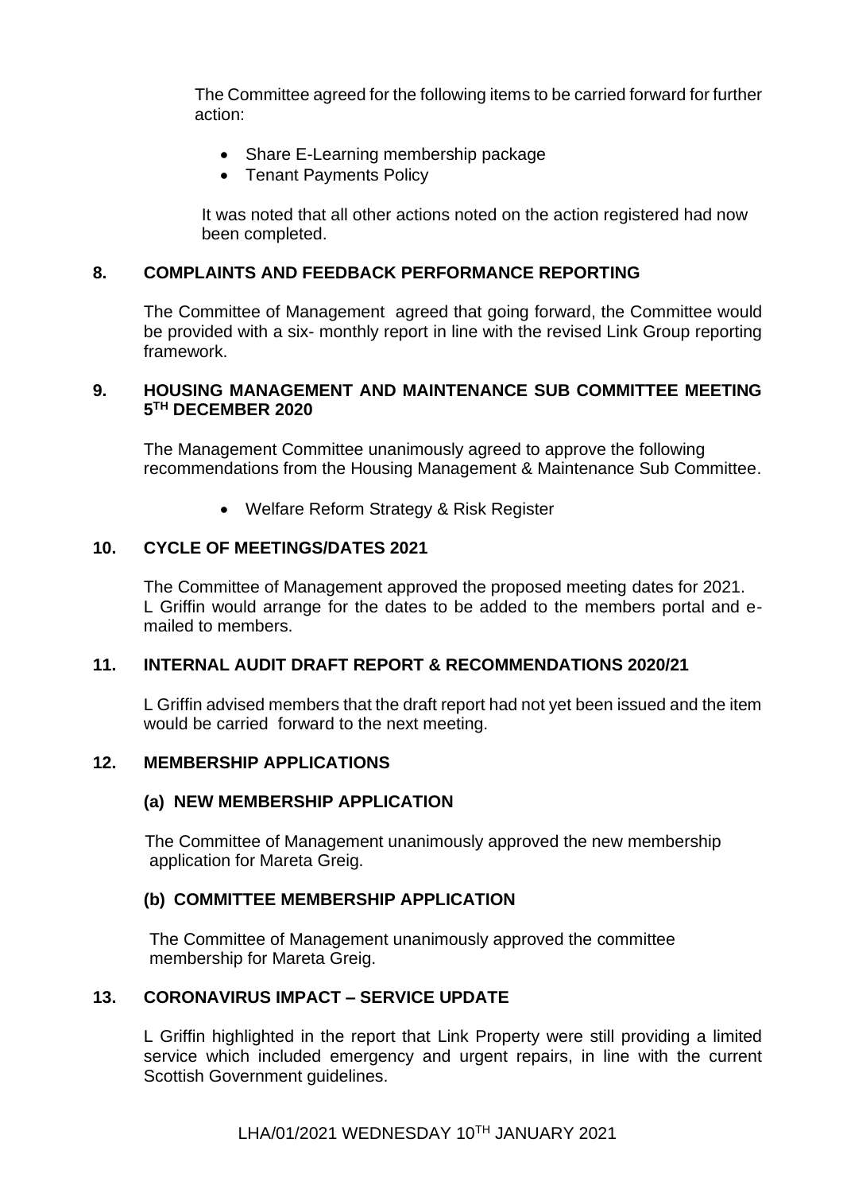The Committee agreed for the following items to be carried forward for further action:

- Share E-Learning membership package
- Tenant Payments Policy

It was noted that all other actions noted on the action registered had now been completed.

## 8. COMPLAINTS AND FEEDBACK PERFORMANCE REPORTING

The Committee of Management agreed that going forward, the Committee would be provided with a six- monthly report in line with the revised Link Group reporting framework.

## 9. HOUSING MANAGEMENT AND MAINTENANCE SUB COMMITTEE MEETING 5TH DECEMBER 2020

The Management Committee unanimously agreed to approve the following recommendations from the Housing Management & Maintenance Sub Committee.

- Welfare Reform Strategy & Risk Register

## 10. CYCLE OF MEETINGS/DATES 2021

The Committee of Management approved the proposed meeting dates for 2021. L Griffin would arrange for the dates to be added to the members portal and e-mailed to members.

## 11. INTERNAL AUDIT DRAFT REPORT & RECOMMENDATIONS 2020/21

L Griffin advised members that the draft report had not yet been issued and the item would be carried forward to the next meeting.

## 12. MEMBERSHIP APPLICATIONS

### (a) NEW MEMBERSHIP APPLICATION

The Committee of Management unanimously approved the new membership application for Mareta Greig.

### (b) COMMITTEE MEMBERSHIP APPLICATION

The Committee of Management unanimously approved the committee membership for Mareta Greig.

## 13. CORONAVIRUS IMPACT – SERVICE UPDATE

L Griffin highlighted in the report that Link Property were still providing a limited service which included emergency and urgent repairs, in line with the current Scottish Government guidelines.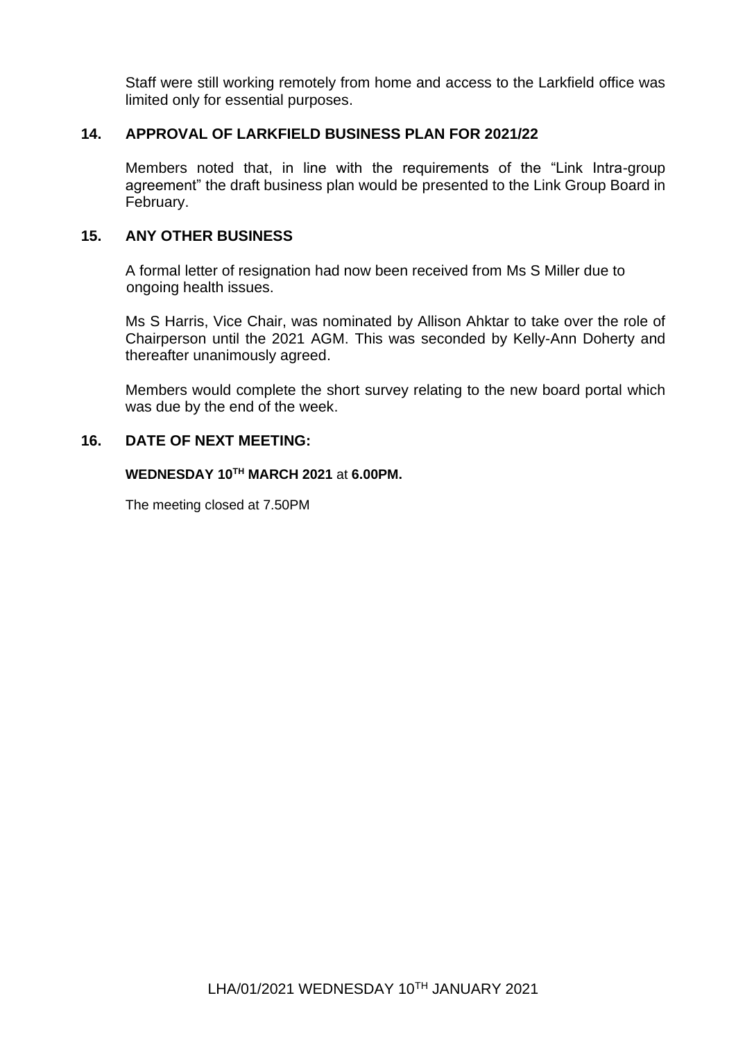Staff were still working remotely from home and access to the Larkfield office was limited only for essential purposes.

## 14. APPROVAL OF LARKFIELD BUSINESS PLAN FOR 2021/22

Members noted that, in line with the requirements of the "Link Intra-group agreement" the draft business plan would be presented to the Link Group Board in February.

## 15. ANY OTHER BUSINESS

A formal letter of resignation had now been received from Ms S Miller due to ongoing health issues.

Ms S Harris, Vice Chair, was nominated by Allison Ahktar to take over the role of Chairperson until the 2021 AGM. This was seconded by Kelly-Ann Doherty and thereafter unanimously agreed.

Members would complete the short survey relating to the new board portal which was due by the end of the week.

## 16. DATE OF NEXT MEETING:

**WEDNESDAY 10TH MARCH 2021** at **6.00PM.**

The meeting closed at 7.50PM

LHA/01/2021 WEDNESDAY 10TH JANUARY 2021